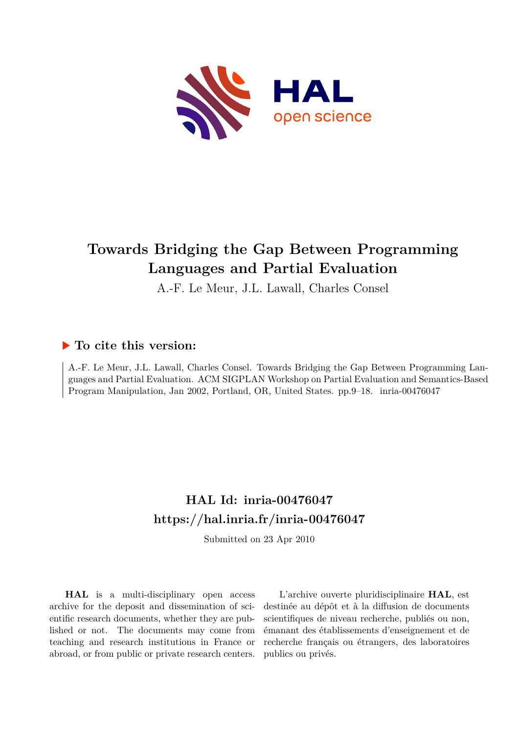# Towards Bridging the Gap Between Programming Languages and Partial Evaluation

A.-F. Le Meur, J.L. Lawall, Charles Consel

### ▶ To cite this version:

A.-F. Le Meur, J.L. Lawall, Charles Consel. Towards Bridging the Gap Between Programming Languages and Partial Evaluation. ACM SIGPLAN Workshop on Partial Evaluation and Semantics-Based Program Manipulation, Jan 2002, Portland, OR, United States. pp.9–18. inria-00476047

## HAL Id: inria-00476047
## https://hal.inria.fr/inria-00476047

Submitted on 23 Apr 2010

**HAL** is a multi-disciplinary open access archive for the deposit and dissemination of scientific research documents, whether they are published or not. The documents may come from teaching and research institutions in France or abroad, or from public or private research centers.

L'archive ouverte pluridisciplinaire **HAL**, est destinée au dépôt et à la diffusion de documents scientifiques de niveau recherche, publiés ou non, émanant des établissements d'enseignement et de recherche français ou étrangers, des laboratoires publics ou privés.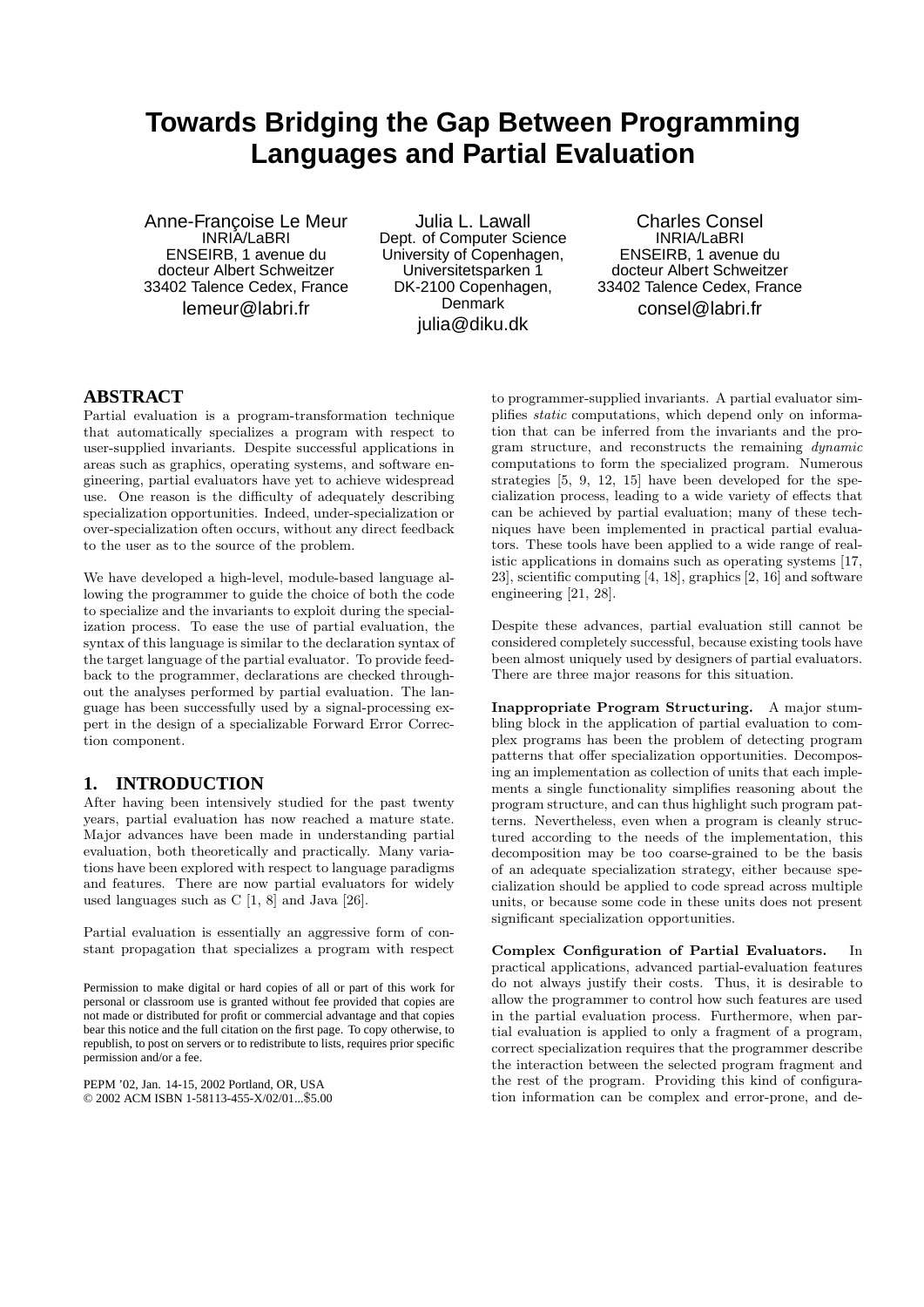# Towards Bridging the Gap Between Programming Languages and Partial Evaluation

Anne-Françoise Le Meur
INRIA/LaBRI
ENSEIRB, 1 avenue du docteur Albert Schweitzer
33402 Talence Cedex, France
lemeur@labri.fr

Julia L. Lawall
Dept. of Computer Science
University of Copenhagen,
Universitetsparken 1
DK-2100 Copenhagen,
Denmark
julia@diku.dk

Charles Consel
INRIA/LaBRI
ENSEIRB, 1 avenue du docteur Albert Schweitzer
33402 Talence Cedex, France
consel@labri.fr

## ABSTRACT

Partial evaluation is a program-transformation technique that automatically specializes a program with respect to user-supplied invariants. Despite successful applications in areas such as graphics, operating systems, and software engineering, partial evaluators have yet to achieve widespread use. One reason is the difficulty of adequately describing specialization opportunities. Indeed, under-specialization or over-specialization often occurs, without any direct feedback to the user as to the source of the problem.

We have developed a high-level, module-based language allowing the programmer to guide the choice of both the code to specialize and the invariants to exploit during the specialization process. To ease the use of partial evaluation, the syntax of this language is similar to the declaration syntax of the target language of the partial evaluator. To provide feedback to the programmer, declarations are checked throughout the analyses performed by partial evaluation. The language has been successfully used by a signal-processing expert in the design of a specializable Forward Error Correction component.

## 1. INTRODUCTION

After having been intensively studied for the past twenty years, partial evaluation has now reached a mature state. Major advances have been made in understanding partial evaluation, both theoretically and practically. Many variations have been explored with respect to language paradigms and features. There are now partial evaluators for widely used languages such as C [1, 8] and Java [26].

Partial evaluation is essentially an aggressive form of constant propagation that specializes a program with respect to programmer-supplied invariants. A partial evaluator simplifies *static* computations, which depend only on information that can be inferred from the invariants and the program structure, and reconstructs the remaining *dynamic* computations to form the specialized program. Numerous strategies [5, 9, 12, 15] have been developed for the specialization process, leading to a wide variety of effects that can be achieved by partial evaluation; many of these techniques have been implemented in practical partial evaluators. These tools have been applied to a wide range of realistic applications in domains such as operating systems [17, 23], scientific computing [4, 18], graphics [2, 16] and software engineering [21, 28].

Despite these advances, partial evaluation still cannot be considered completely successful, because existing tools have been almost uniquely used by designers of partial evaluators. There are three major reasons for this situation.

**Inappropriate Program Structuring.** A major stumbling block in the application of partial evaluation to complex programs has been the problem of detecting program patterns that offer specialization opportunities. Decomposing an implementation as collection of units that each implements a single functionality simplifies reasoning about the program structure, and can thus highlight such program patterns. Nevertheless, even when a program is cleanly structured according to the needs of the implementation, this decomposition may be too coarse-grained to be the basis of an adequate specialization strategy, either because specialization should be applied to code spread across multiple units, or because some code in these units does not present significant specialization opportunities.

**Complex Configuration of Partial Evaluators.** In practical applications, advanced partial-evaluation features do not always justify their costs. Thus, it is desirable to allow the programmer to control how such features are used in the partial evaluation process. Furthermore, when partial evaluation is applied to only a fragment of a program, correct specialization requires that the programmer describe the interaction between the selected program fragment and the rest of the program. Providing this kind of configuration information can be complex and error-prone, and de-

Permission to make digital or hard copies of all or part of this work for personal or classroom use is granted without fee provided that copies are not made or distributed for profit or commercial advantage and that copies bear this notice and the full citation on the first page. To copy otherwise, to republish, to post on servers or to redistribute to lists, requires prior specific permission and/or a fee.

PEPM '02, Jan. 14-15, 2002 Portland, OR, USA
© 2002 ACM ISBN 1-58113-455-X/02/01...$5.00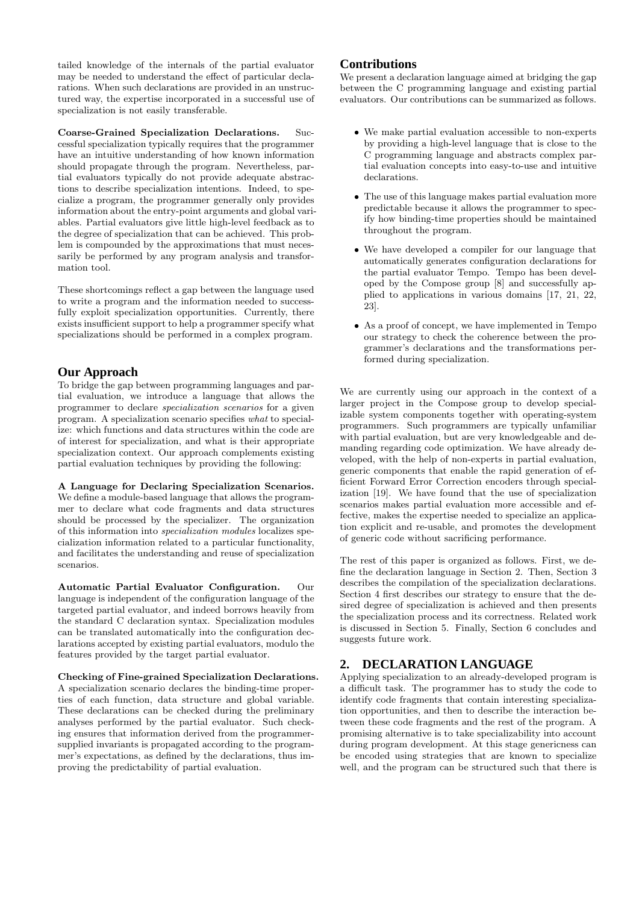tailed knowledge of the internals of the partial evaluator may be needed to understand the effect of particular declarations. When such declarations are provided in an unstructured way, the expertise incorporated in a successful use of specialization is not easily transferable.

**Coarse-Grained Specialization Declarations.** Successful specialization typically requires that the programmer have an intuitive understanding of how known information should propagate through the program. Nevertheless, partial evaluators typically do not provide adequate abstractions to describe specialization intentions. Indeed, to specialize a program, the programmer generally only provides information about the entry-point arguments and global variables. Partial evaluators give little high-level feedback as to the degree of specialization that can be achieved. This problem is compounded by the approximations that must necessarily be performed by any program analysis and transformation tool.

These shortcomings reflect a gap between the language used to write a program and the information needed to successfully exploit specialization opportunities. Currently, there exists insufficient support to help a programmer specify what specializations should be performed in a complex program.

## Our Approach

To bridge the gap between programming languages and partial evaluation, we introduce a language that allows the programmer to declare *specialization scenarios* for a given program. A specialization scenario specifies *what* to specialize: which functions and data structures within the code are of interest for specialization, and what is their appropriate specialization context. Our approach complements existing partial evaluation techniques by providing the following:

**A Language for Declaring Specialization Scenarios.** We define a module-based language that allows the programmer to declare what code fragments and data structures should be processed by the specializer. The organization of this information into *specialization modules* localizes specialization information related to a particular functionality, and facilitates the understanding and reuse of specialization scenarios.

**Automatic Partial Evaluator Configuration.** Our language is independent of the configuration language of the targeted partial evaluator, and indeed borrows heavily from the standard C declaration syntax. Specialization modules can be translated automatically into the configuration declarations accepted by existing partial evaluators, modulo the features provided by the target partial evaluator.

**Checking of Fine-grained Specialization Declarations.** A specialization scenario declares the binding-time properties of each function, data structure and global variable. These declarations can be checked during the preliminary analyses performed by the partial evaluator. Such checking ensures that information derived from the programmer-supplied invariants is propagated according to the programmer's expectations, as defined by the declarations, thus improving the predictability of partial evaluation.

## Contributions

We present a declaration language aimed at bridging the gap between the C programming language and existing partial evaluators. Our contributions can be summarized as follows.

- We make partial evaluation accessible to non-experts by providing a high-level language that is close to the C programming language and abstracts complex partial evaluation concepts into easy-to-use and intuitive declarations.
- The use of this language makes partial evaluation more predictable because it allows the programmer to specify how binding-time properties should be maintained throughout the program.
- We have developed a compiler for our language that automatically generates configuration declarations for the partial evaluator Tempo. Tempo has been developed by the Compose group [8] and successfully applied to applications in various domains [17, 21, 22, 23].
- As a proof of concept, we have implemented in Tempo our strategy to check the coherence between the programmer's declarations and the transformations performed during specialization.

We are currently using our approach in the context of a larger project in the Compose group to develop specializable system components together with operating-system programmers. Such programmers are typically unfamiliar with partial evaluation, but are very knowledgeable and demanding regarding code optimization. We have already developed, with the help of non-experts in partial evaluation, generic components that enable the rapid generation of efficient Forward Error Correction encoders through specialization [19]. We have found that the use of specialization scenarios makes partial evaluation more accessible and effective, makes the expertise needed to specialize an application explicit and re-usable, and promotes the development of generic code without sacrificing performance.

The rest of this paper is organized as follows. First, we define the declaration language in Section 2. Then, Section 3 describes the compilation of the specialization declarations. Section 4 first describes our strategy to ensure that the desired degree of specialization is achieved and then presents the specialization process and its correctness. Related work is discussed in Section 5. Finally, Section 6 concludes and suggests future work.

# 2. DECLARATION LANGUAGE

Applying specialization to an already-developed program is a difficult task. The programmer has to study the code to identify code fragments that contain interesting specialization opportunities, and then to describe the interaction between these code fragments and the rest of the program. A promising alternative is to take specializability into account during program development. At this stage genericness can be encoded using strategies that are known to specialize well, and the program can be structured such that there is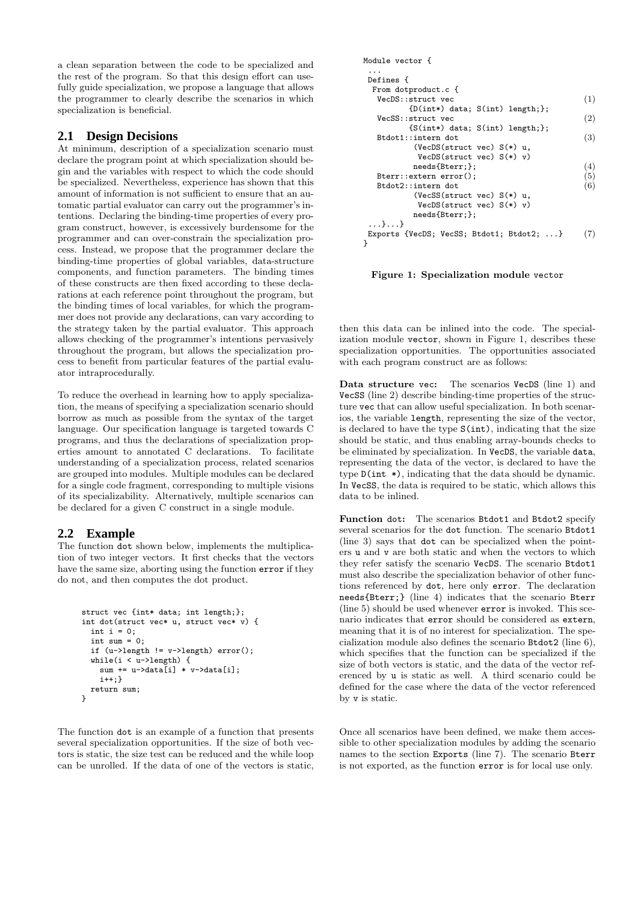a clean separation between the code to be specialized and the rest of the program. So that this design effort can usefully guide specialization, we propose a language that allows the programmer to clearly describe the scenarios in which specialization is beneficial.

## 2.1 Design Decisions

At minimum, description of a specialization scenario must declare the program point at which specialization should begin and the variables with respect to which the code should be specialized. Nevertheless, experience has shown that this amount of information is not sufficient to ensure that an automatic partial evaluator can carry out the programmer's intentions. Declaring the binding-time properties of every program construct, however, is excessively burdensome for the programmer and can over-constrain the specialization process. Instead, we propose that the programmer declare the binding-time properties of global variables, data-structure components, and function parameters. The binding times of these constructs are then fixed according to these declarations at each reference point throughout the program, but the binding times of local variables, for which the programmer does not provide any declarations, can vary according to the strategy taken by the partial evaluator. This approach allows checking of the programmer's intentions pervasively throughout the program, but allows the specialization process to benefit from particular features of the partial evaluator intraprocedurally.

To reduce the overhead in learning how to apply specialization, the means of specifying a specialization scenario should borrow as much as possible from the syntax of the target language. Our specification language is targeted towards C programs, and thus the declarations of specialization properties amount to annotated C declarations. To facilitate understanding of a specialization process, related scenarios are grouped into modules. Multiple modules can be declared for a single code fragment, corresponding to multiple visions of its specializability. Alternatively, multiple scenarios can be declared for a given C construct in a single module.

## 2.2 Example

The function dot shown below, implements the multiplication of two integer vectors. It first checks that the vectors have the same size, aborting using the function error if they do not, and then computes the dot product.

```
struct vec {int* data; int length;};
int dot(struct vec* u, struct vec* v) {
  int i = 0;
  int sum = 0;
  if (u->length != v->length) error();
  while(i < u->length) {
    sum += u->data[i] * v->data[i];
    i++;}
  return sum;
}
```

The function dot is an example of a function that presents several specialization opportunities. If the size of both vectors is static, the size test can be reduced and the while loop can be unrolled. If the data of one of the vectors is static, then this data can be inlined into the code. The specialization module vector, shown in Figure 1, describes these specialization opportunities. The opportunities associated with each program construct are as follows:

```
Module vector {
 ...
 Defines {
  From dotproduct.c {
   VecDS::struct vec                                  (1)
         {D(int*) data; S(int) length;};
   VecSS::struct vec                                  (2)
         {S(int*) data; S(int) length;};
   Btdot1::intern dot                                 (3)
          (VecDS(struct vec) S(*) u,
           VecDS(struct vec) S(*) v)
          needs{Bterr;};                              (4)
   Bterr::extern error();                             (5)
   Btdot2::intern dot                                 (6)
          (VecSS(struct vec) S(*) u,
           VecDS(struct vec) S(*) v)
          needs{Bterr;};
 ...}...}
 Exports {VecDS; VecSS; Btdot1; Btdot2; ...}        (7)
}
```

**Figure 1: Specialization module vector**

**Data structure vec:** The scenarios VecDS (line 1) and VecSS (line 2) describe binding-time properties of the structure vec that can allow useful specialization. In both scenarios, the variable length, representing the size of the vector, is declared to have the type S(int), indicating that the size should be static, and thus enabling array-bounds checks to be eliminated by specialization. In VecDS, the variable data, representing the data of the vector, is declared to have the type D(int *), indicating that the data should be dynamic. In VecSS, the data is required to be static, which allows this data to be inlined.

**Function dot:** The scenarios Btdot1 and Btdot2 specify several scenarios for the dot function. The scenario Btdot1 (line 3) says that dot can be specialized when the pointers u and v are both static and when the vectors to which they refer satisfy the scenario VecDS. The scenario Btdot1 must also describe the specialization behavior of other functions referenced by dot, here only error. The declaration needs{Bterr;} (line 4) indicates that the scenario Bterr (line 5) should be used whenever error is invoked. This scenario indicates that error should be considered as extern, meaning that it is of no interest for specialization. The specialization module also defines the scenario Btdot2 (line 6), which specifies that the function can be specialized if the size of both vectors is static, and the data of the vector referenced by u is static as well. A third scenario could be defined for the case where the data of the vector referenced by v is static.

Once all scenarios have been defined, we make them accessible to other specialization modules by adding the scenario names to the section Exports (line 7). The scenario Bterr is not exported, as the function error is for local use only.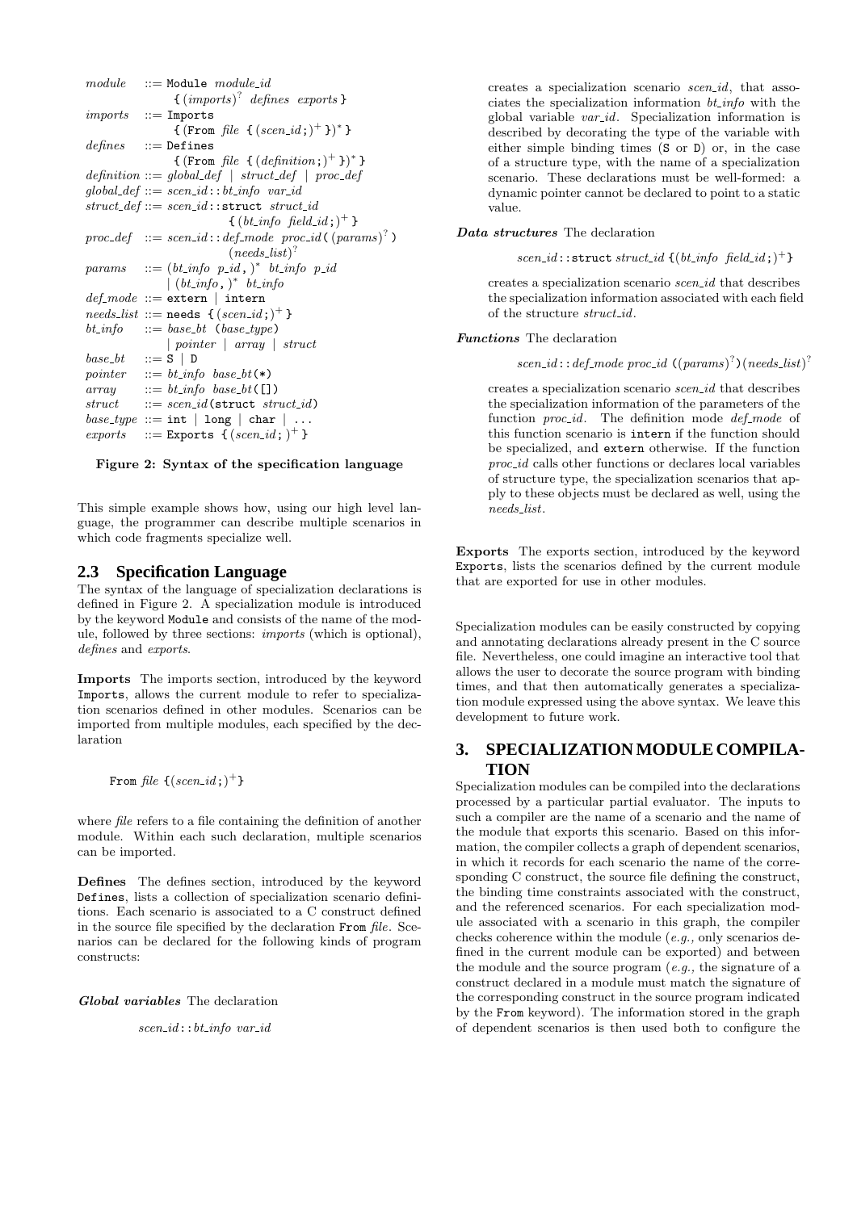```
module     ::= Module module_id
                 { (imports)? defines exports }
imports    ::= Imports
                 { (From file { (scen_id ;)+ })* }
defines    ::= Defines
                 { (From file { (definition ;)+ })* }
definition ::= global_def | struct_def | proc_def
global_def ::= scen_id :: bt_info var_id
struct_def ::= scen_id :: struct struct_id
                 { (bt_info field_id ;)+ }
proc_def   ::= scen_id :: def_mode proc_id ( (params)? )
                 (needs_list)?
params     ::= (bt_info p_id ,)* bt_info p_id
             | (bt_info ,)* bt_info
def_mode   ::= extern | intern
needs_list ::= needs { (scen_id ;)+ }
bt_info    ::= base_bt (base_type)
             | pointer | array | struct
base_bt    ::= S | D
pointer    ::= bt_info base_bt(*)
array      ::= bt_info base_bt([])
struct     ::= scen_id(struct struct_id)
base_type  ::= int | long | char | ...
exports    ::= Exports { (scen_id ;)+ }
```

**Figure 2: Syntax of the specification language**

This simple example shows how, using our high level language, the programmer can describe multiple scenarios in which code fragments specialize well.

## 2.3 Specification Language

The syntax of the language of specialization declarations is defined in Figure 2. A specialization module is introduced by the keyword `Module` and consists of the name of the module, followed by three sections: *imports* (which is optional), *defines* and *exports*.

**Imports** The imports section, introduced by the keyword `Imports`, allows the current module to refer to specialization scenarios defined in other modules. Scenarios can be imported from multiple modules, each specified by the declaration

`From` *file* `{`$(scen\_id\,;)^+$`}`

where *file* refers to a file containing the definition of another module. Within each such declaration, multiple scenarios can be imported.

**Defines** The defines section, introduced by the keyword `Defines`, lists a collection of specialization scenario definitions. Each scenario is associated to a C construct defined in the source file specified by the declaration `From` *file*. Scenarios can be declared for the following kinds of program constructs:

***Global variables*** The declaration

*scen_id* `::` *bt_info var_id*

creates a specialization scenario *scen_id*, that associates the specialization information *bt_info* with the global variable *var_id*. Specialization information is described by decorating the type of the variable with either simple binding times (`S` or `D`) or, in the case of a structure type, with the name of a specialization scenario. These declarations must be well-formed: a dynamic pointer cannot be declared to point to a static value.

***Data structures*** The declaration

*scen_id* `::struct` *struct_id* `{`$(bt\_info\ \ field\_id\,;)^+$`}`

creates a specialization scenario *scen_id* that describes the specialization information associated with each field of the structure *struct_id*.

***Functions*** The declaration

*scen_id* `::` *def_mode proc_id* `(`$(params)^?$`)`$(needs\_list)^?$

creates a specialization scenario *scen_id* that describes the specialization information of the parameters of the function *proc_id*. The definition mode *def_mode* of this function scenario is `intern` if the function should be specialized, and `extern` otherwise. If the function *proc_id* calls other functions or declares local variables of structure type, the specialization scenarios that apply to these objects must be declared as well, using the *needs_list*.

**Exports** The exports section, introduced by the keyword `Exports`, lists the scenarios defined by the current module that are exported for use in other modules.

Specialization modules can be easily constructed by copying and annotating declarations already present in the C source file. Nevertheless, one could imagine an interactive tool that allows the user to decorate the source program with binding times, and that then automatically generates a specialization module expressed using the above syntax. We leave this development to future work.

# 3. SPECIALIZATION MODULE COMPILATION

Specialization modules can be compiled into the declarations processed by a particular partial evaluator. The inputs to such a compiler are the name of a scenario and the name of the module that exports this scenario. Based on this information, the compiler collects a graph of dependent scenarios, in which it records for each scenario the name of the corresponding C construct, the source file defining the construct, the binding time constraints associated with the construct, and the referenced scenarios. For each specialization module associated with a scenario in this graph, the compiler checks coherence within the module (*e.g.,* only scenarios defined in the current module can be exported) and between the module and the source program (*e.g.,* the signature of a construct declared in a module must match the signature of the corresponding construct in the source program indicated by the `From` keyword). The information stored in the graph of dependent scenarios is then used both to configure the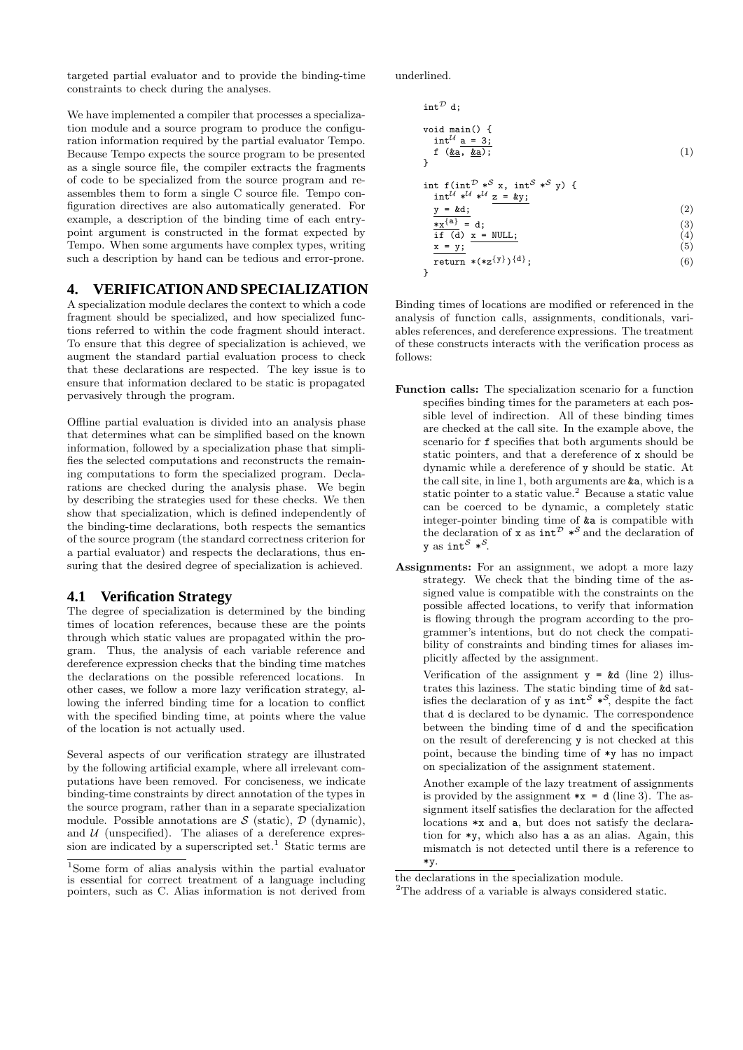targeted partial evaluator and to provide the binding-time constraints to check during the analyses.

We have implemented a compiler that processes a specialization module and a source program to produce the configuration information required by the partial evaluator Tempo. Because Tempo expects the source program to be presented as a single source file, the compiler extracts the fragments of code to be specialized from the source program and reassembles them to form a single C source file. Tempo configuration directives are also automatically generated. For example, a description of the binding time of each entry-point argument is constructed in the format expected by Tempo. When some arguments have complex types, writing such a description by hand can be tedious and error-prone.

# 4. VERIFICATION AND SPECIALIZATION

A specialization module declares the context to which a code fragment should be specialized, and how specialized functions referred to within the code fragment should interact. To ensure that this degree of specialization is achieved, we augment the standard partial evaluation process to check that these declarations are respected. The key issue is to ensure that information declared to be static is propagated pervasively through the program.

Offline partial evaluation is divided into an analysis phase that determines what can be simplified based on the known information, followed by a specialization phase that simplifies the selected computations and reconstructs the remaining computations to form the specialized program. Declarations are checked during the analysis phase. We begin by describing the strategies used for these checks. We then show that specialization, which is defined independently of the binding-time declarations, both respects the semantics of the source program (the standard correctness criterion for a partial evaluator) and respects the declarations, thus ensuring that the desired degree of specialization is achieved.

## 4.1 Verification Strategy

The degree of specialization is determined by the binding times of location references, because these are the points through which static values are propagated within the program. Thus, the analysis of each variable reference and dereference expression checks that the binding time matches the declarations on the possible referenced locations. In other cases, we follow a more lazy verification strategy, allowing the inferred binding time for a location to conflict with the specified binding time, at points where the value of the location is not actually used.

Several aspects of our verification strategy are illustrated by the following artificial example, where all irrelevant computations have been removed. For conciseness, we indicate binding-time constraints by direct annotation of the types in the source program, rather than in a separate specialization module. Possible annotations are $\mathcal{S}$ (static), $\mathcal{D}$ (dynamic), and $\mathcal{U}$ (unspecified). The aliases of a dereference expression are indicated by a superscripted set.[1] Static terms are underlined.

```
int^D d;

void main() {
  int^U a = 3;
  f (&a, &a);                                   (1)
}

int f(int^D *^S x, int^S *^S y) {
  int^U *^U *^U z = &y;
  y = &d;                                       (2)
  *x^{a} = d;                                   (3)
  if (d) x = NULL;                              (4)
  x = y;                                        (5)
  return *(*z^{y})^{d};                         (6)
}
```

Binding times of locations are modified or referenced in the analysis of function calls, assignments, conditionals, variables references, and dereference expressions. The treatment of these constructs interacts with the verification process as follows:

**Function calls:** The specialization scenario for a function specifies binding times for the parameters at each possible level of indirection. All of these binding times are checked at the call site. In the example above, the scenario for `f` specifies that both arguments should be static pointers, and that a dereference of `x` should be dynamic while a dereference of `y` should be static. At the call site, in line 1, both arguments are `&a`, which is a static pointer to a static value.[2] Because a static value can be coerced to be dynamic, a completely static integer-pointer binding time of `&a` is compatible with the declaration of `x` as $\texttt{int}^{\mathcal{D}} *^{\mathcal{S}}$ and the declaration of `y` as $\texttt{int}^{\mathcal{S}} *^{\mathcal{S}}$.

**Assignments:** For an assignment, we adopt a more lazy strategy. We check that the binding time of the assigned value is compatible with the constraints on the possible affected locations, to verify that information is flowing through the program according to the programmer's intentions, but do not check the compatibility of constraints and binding times for aliases implicitly affected by the assignment.

Verification of the assignment `y = &d` (line 2) illustrates this laziness. The static binding time of `&d` satisfies the declaration of `y` as $\texttt{int}^{\mathcal{S}} *^{\mathcal{S}}$, despite the fact that `d` is declared to be dynamic. The correspondence between the binding time of `d` and the specification on the result of dereferencing `y` is not checked at this point, because the binding time of `*y` has no impact on specialization of the assignment statement.

Another example of the lazy treatment of assignments is provided by the assignment `*x = d` (line 3). The assignment itself satisfies the declaration for the affected locations `*x` and `a`, but does not satisfy the declaration for `*y`, which also has `a` as an alias. Again, this mismatch is not detected until there is a reference to `*y`.

[1] Some form of alias analysis within the partial evaluator is essential for correct treatment of a language including pointers, such as C. Alias information is not derived from the declarations in the specialization module.

[2] The address of a variable is always considered static.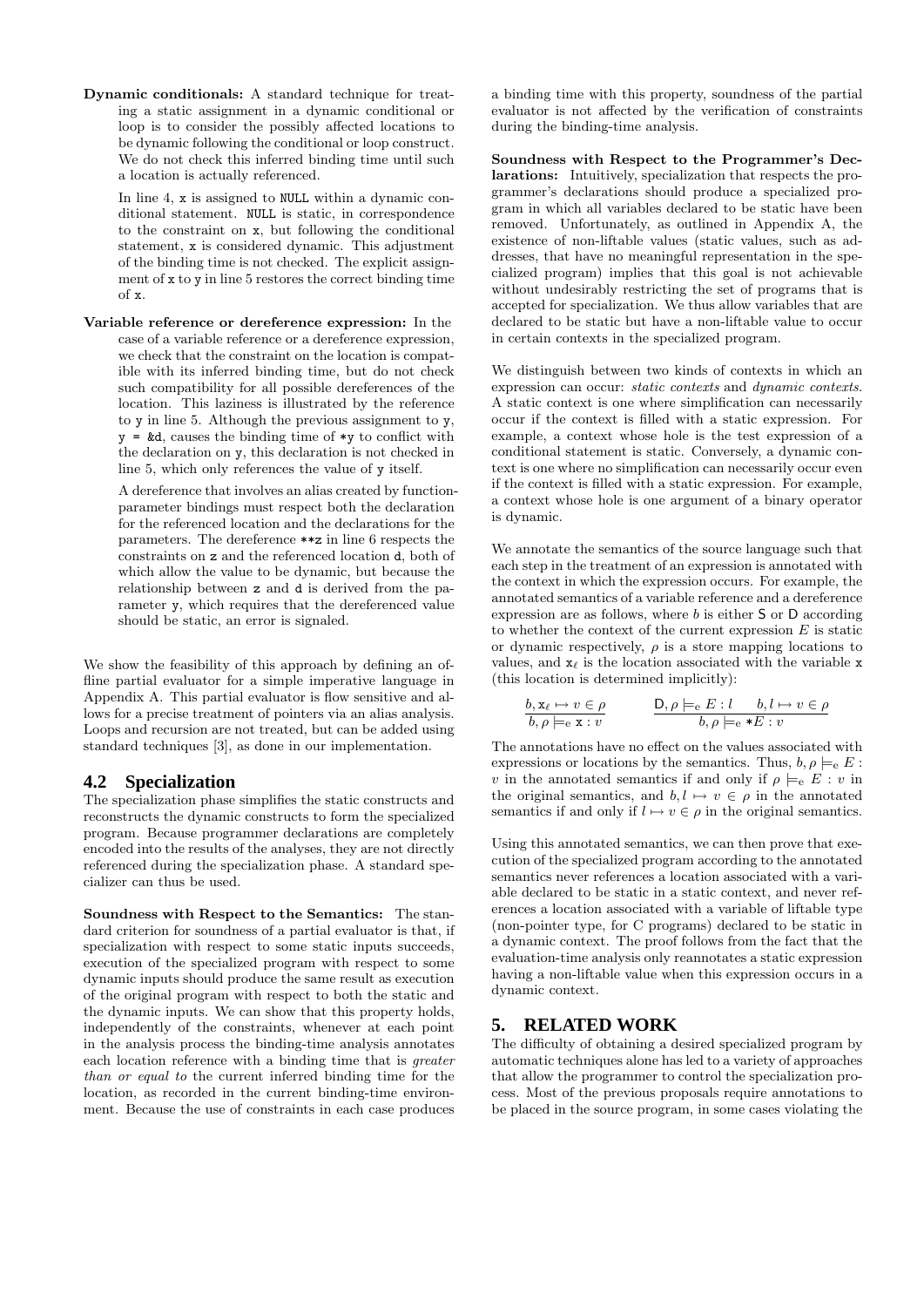**Dynamic conditionals:** A standard technique for treating a static assignment in a dynamic conditional or loop is to consider the possibly affected locations to be dynamic following the conditional or loop construct. We do not check this inferred binding time until such a location is actually referenced.

In line 4, `x` is assigned to `NULL` within a dynamic conditional statement. `NULL` is static, in correspondence to the constraint on `x`, but following the conditional statement, `x` is considered dynamic. This adjustment of the binding time is not checked. The explicit assignment of `x` to `y` in line 5 restores the correct binding time of `x`.

**Variable reference or dereference expression:** In the case of a variable reference or a dereference expression, we check that the constraint on the location is compatible with its inferred binding time, but do not check such compatibility for all possible dereferences of the location. This laziness is illustrated by the reference to `y` in line 5. Although the previous assignment to `y`, `y = &d`, causes the binding time of `*y` to conflict with the declaration on `y`, this declaration is not checked in line 5, which only references the value of `y` itself.

A dereference that involves an alias created by function-parameter bindings must respect both the declaration for the referenced location and the declarations for the parameters. The dereference `**z` in line 6 respects the constraints on `z` and the referenced location `d`, both of which allow the value to be dynamic, but because the relationship between `z` and `d` is derived from the parameter `y`, which requires that the dereferenced value should be static, an error is signaled.

We show the feasibility of this approach by defining an offline partial evaluator for a simple imperative language in Appendix A. This partial evaluator is flow sensitive and allows for a precise treatment of pointers via an alias analysis. Loops and recursion are not treated, but can be added using standard techniques [3], as done in our implementation.

## 4.2 Specialization

The specialization phase simplifies the static constructs and reconstructs the dynamic constructs to form the specialized program. Because programmer declarations are completely encoded into the results of the analyses, they are not directly referenced during the specialization phase. A standard specializer can thus be used.

**Soundness with Respect to the Semantics:** The standard criterion for soundness of a partial evaluator is that, if specialization with respect to some static inputs succeeds, execution of the specialized program with respect to some dynamic inputs should produce the same result as execution of the original program with respect to both the static and the dynamic inputs. We can show that this property holds, independently of the constraints, whenever at each point in the analysis process the binding-time analysis annotates each location reference with a binding time that is *greater than or equal to* the current inferred binding time for the location, as recorded in the current binding-time environment. Because the use of constraints in each case produces a binding time with this property, soundness of the partial evaluator is not affected by the verification of constraints during the binding-time analysis.

**Soundness with Respect to the Programmer's Declarations:** Intuitively, specialization that respects the programmer's declarations should produce a specialized program in which all variables declared to be static have been removed. Unfortunately, as outlined in Appendix A, the existence of non-liftable values (static values, such as addresses, that have no meaningful representation in the specialized program) implies that this goal is not achievable without undesirably restricting the set of programs that is accepted for specialization. We thus allow variables that are declared to be static but have a non-liftable value to occur in certain contexts in the specialized program.

We distinguish between two kinds of contexts in which an expression can occur: *static contexts* and *dynamic contexts*. A static context is one where simplification can necessarily occur if the context is filled with a static expression. For example, a context whose hole is the test expression of a conditional statement is static. Conversely, a dynamic context is one where no simplification can necessarily occur even if the context is filled with a static expression. For example, a context whose hole is one argument of a binary operator is dynamic.

We annotate the semantics of the source language such that each step in the treatment of an expression is annotated with the context in which the expression occurs. For example, the annotated semantics of a variable reference and a dereference expression are as follows, where $b$ is either $\mathsf{S}$ or $\mathsf{D}$ according to whether the context of the current expression $E$ is static or dynamic respectively, $\rho$ is a store mapping locations to values, and $\mathtt{x}_\ell$ is the location associated with the variable `x` (this location is determined implicitly):

$$\frac{b, \mathtt{x}_\ell \mapsto v \in \rho}{b, \rho \models_{\mathrm{e}} \mathtt{x} : v} \qquad \frac{\mathsf{D}, \rho \models_{\mathrm{e}} E : l \quad b, l \mapsto v \in \rho}{b, \rho \models_{\mathrm{e}} {*E} : v}$$

The annotations have no effect on the values associated with expressions or locations by the semantics. Thus, $b, \rho \models_{\mathrm{e}} E : v$ in the annotated semantics if and only if $\rho \models_{\mathrm{e}} E : v$ in the original semantics, and $b, l \mapsto v \in \rho$ in the annotated semantics if and only if $l \mapsto v \in \rho$ in the original semantics.

Using this annotated semantics, we can then prove that execution of the specialized program according to the annotated semantics never references a location associated with a variable declared to be static in a static context, and never references a location associated with a variable of liftable type (non-pointer type, for C programs) declared to be static in a dynamic context. The proof follows from the fact that the evaluation-time analysis only reannotates a static expression having a non-liftable value when this expression occurs in a dynamic context.

# 5. RELATED WORK

The difficulty of obtaining a desired specialized program by automatic techniques alone has led to a variety of approaches that allow the programmer to control the specialization process. Most of the previous proposals require annotations to be placed in the source program, in some cases violating the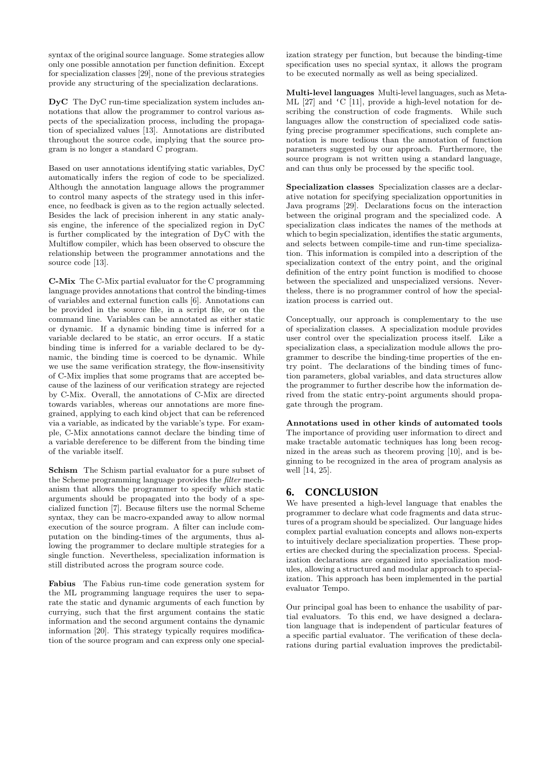syntax of the original source language. Some strategies allow only one possible annotation per function definition. Except for specialization classes [29], none of the previous strategies provide any structuring of the specialization declarations.

**DyC** The DyC run-time specialization system includes annotations that allow the programmer to control various aspects of the specialization process, including the propagation of specialized values [13]. Annotations are distributed throughout the source code, implying that the source program is no longer a standard C program.

Based on user annotations identifying static variables, DyC automatically infers the region of code to be specialized. Although the annotation language allows the programmer to control many aspects of the strategy used in this inference, no feedback is given as to the region actually selected. Besides the lack of precision inherent in any static analysis engine, the inference of the specialized region in DyC is further complicated by the integration of DyC with the Multiflow compiler, which has been observed to obscure the relationship between the programmer annotations and the source code [13].

**C-Mix** The C-Mix partial evaluator for the C programming language provides annotations that control the binding-times of variables and external function calls [6]. Annotations can be provided in the source file, in a script file, or on the command line. Variables can be annotated as either static or dynamic. If a dynamic binding time is inferred for a variable declared to be static, an error occurs. If a static binding time is inferred for a variable declared to be dynamic, the binding time is coerced to be dynamic. While we use the same verification strategy, the flow-insensitivity of C-Mix implies that some programs that are accepted because of the laziness of our verification strategy are rejected by C-Mix. Overall, the annotations of C-Mix are directed towards variables, whereas our annotations are more fine-grained, applying to each kind object that can be referenced via a variable, as indicated by the variable's type. For example, C-Mix annotations cannot declare the binding time of a variable dereference to be different from the binding time of the variable itself.

**Schism** The Schism partial evaluator for a pure subset of the Scheme programming language provides the *filter* mechanism that allows the programmer to specify which static arguments should be propagated into the body of a specialized function [7]. Because filters use the normal Scheme syntax, they can be macro-expanded away to allow normal execution of the source program. A filter can include computation on the binding-times of the arguments, thus allowing the programmer to declare multiple strategies for a single function. Nevertheless, specialization information is still distributed across the program source code.

**Fabius** The Fabius run-time code generation system for the ML programming language requires the user to separate the static and dynamic arguments of each function by currying, such that the first argument contains the static information and the second argument contains the dynamic information [20]. This strategy typically requires modification of the source program and can express only one specialization strategy per function, but because the binding-time specification uses no special syntax, it allows the program to be executed normally as well as being specialized.

**Multi-level languages** Multi-level languages, such as MetaML [27] and 'C [11], provide a high-level notation for describing the construction of code fragments. While such languages allow the construction of specialized code satisfying precise programmer specifications, such complete annotation is more tedious than the annotation of function parameters suggested by our approach. Furthermore, the source program is not written using a standard language, and can thus only be processed by the specific tool.

**Specialization classes** Specialization classes are a declarative notation for specifying specialization opportunities in Java programs [29]. Declarations focus on the interaction between the original program and the specialized code. A specialization class indicates the names of the methods at which to begin specialization, identifies the static arguments, and selects between compile-time and run-time specialization. This information is compiled into a description of the specialization context of the entry point, and the original definition of the entry point function is modified to choose between the specialized and unspecialized versions. Nevertheless, there is no programmer control of how the specialization process is carried out.

Conceptually, our approach is complementary to the use of specialization classes. A specialization module provides user control over the specialization process itself. Like a specialization class, a specialization module allows the programmer to describe the binding-time properties of the entry point. The declarations of the binding times of function parameters, global variables, and data structures allow the programmer to further describe how the information derived from the static entry-point arguments should propagate through the program.

**Annotations used in other kinds of automated tools** The importance of providing user information to direct and make tractable automatic techniques has long been recognized in the areas such as theorem proving [10], and is beginning to be recognized in the area of program analysis as well [14, 25].

## 6. CONCLUSION

We have presented a high-level language that enables the programmer to declare what code fragments and data structures of a program should be specialized. Our language hides complex partial evaluation concepts and allows non-experts to intuitively declare specialization properties. These properties are checked during the specialization process. Specialization declarations are organized into specialization modules, allowing a structured and modular approach to specialization. This approach has been implemented in the partial evaluator Tempo.

Our principal goal has been to enhance the usability of partial evaluators. To this end, we have designed a declaration language that is independent of particular features of a specific partial evaluator. The verification of these declarations during partial evaluation improves the predictabil-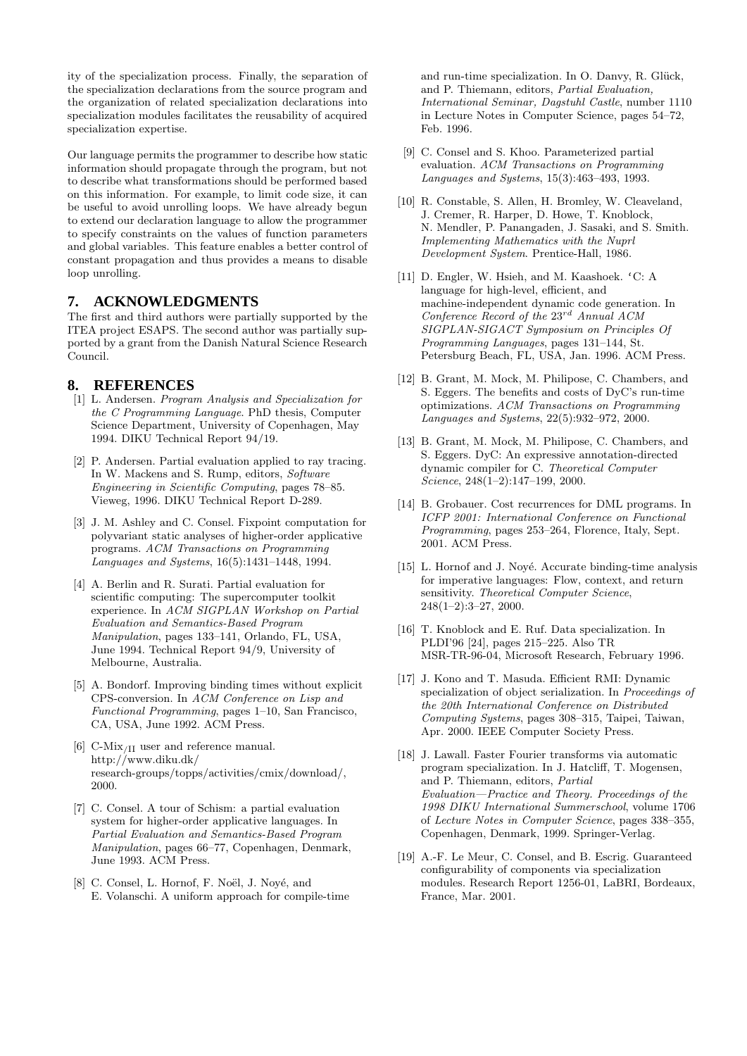ity of the specialization process. Finally, the separation of the specialization declarations from the source program and the organization of related specialization declarations into specialization modules facilitates the reusability of acquired specialization expertise.

Our language permits the programmer to describe how static information should propagate through the program, but not to describe what transformations should be performed based on this information. For example, to limit code size, it can be useful to avoid unrolling loops. We have already begun to extend our declaration language to allow the programmer to specify constraints on the values of function parameters and global variables. This feature enables a better control of constant propagation and thus provides a means to disable loop unrolling.

## 7. ACKNOWLEDGMENTS

The first and third authors were partially supported by the ITEA project ESAPS. The second author was partially supported by a grant from the Danish Natural Science Research Council.

## 8. REFERENCES

[1] L. Andersen. *Program Analysis and Specialization for the C Programming Language*. PhD thesis, Computer Science Department, University of Copenhagen, May 1994. DIKU Technical Report 94/19.

[2] P. Andersen. Partial evaluation applied to ray tracing. In W. Mackens and S. Rump, editors, *Software Engineering in Scientific Computing*, pages 78–85. Vieweg, 1996. DIKU Technical Report D-289.

[3] J. M. Ashley and C. Consel. Fixpoint computation for polyvariant static analyses of higher-order applicative programs. *ACM Transactions on Programming Languages and Systems*, 16(5):1431–1448, 1994.

[4] A. Berlin and R. Surati. Partial evaluation for scientific computing: The supercomputer toolkit experience. In *ACM SIGPLAN Workshop on Partial Evaluation and Semantics-Based Program Manipulation*, pages 133–141, Orlando, FL, USA, June 1994. Technical Report 94/9, University of Melbourne, Australia.

[5] A. Bondorf. Improving binding times without explicit CPS-conversion. In *ACM Conference on Lisp and Functional Programming*, pages 1–10, San Francisco, CA, USA, June 1992. ACM Press.

[6] C-Mix$_{/II}$ user and reference manual. http://www.diku.dk/research-groups/topps/activities/cmix/download/, 2000.

[7] C. Consel. A tour of Schism: a partial evaluation system for higher-order applicative languages. In *Partial Evaluation and Semantics-Based Program Manipulation*, pages 66–77, Copenhagen, Denmark, June 1993. ACM Press.

[8] C. Consel, L. Hornof, F. Noël, J. Noyé, and E. Volanschi. A uniform approach for compile-time and run-time specialization. In O. Danvy, R. Glück, and P. Thiemann, editors, *Partial Evaluation, International Seminar, Dagstuhl Castle*, number 1110 in Lecture Notes in Computer Science, pages 54–72, Feb. 1996.

[9] C. Consel and S. Khoo. Parameterized partial evaluation. *ACM Transactions on Programming Languages and Systems*, 15(3):463–493, 1993.

[10] R. Constable, S. Allen, H. Bromley, W. Cleaveland, J. Cremer, R. Harper, D. Howe, T. Knoblock, N. Mendler, P. Panangaden, J. Sasaki, and S. Smith. *Implementing Mathematics with the Nuprl Development System*. Prentice-Hall, 1986.

[11] D. Engler, W. Hsieh, and M. Kaashoek. 'C: A language for high-level, efficient, and machine-independent dynamic code generation. In *Conference Record of the 23$^{rd}$ Annual ACM SIGPLAN-SIGACT Symposium on Principles Of Programming Languages*, pages 131–144, St. Petersburg Beach, FL, USA, Jan. 1996. ACM Press.

[12] B. Grant, M. Mock, M. Philipose, C. Chambers, and S. Eggers. The benefits and costs of DyC's run-time optimizations. *ACM Transactions on Programming Languages and Systems*, 22(5):932–972, 2000.

[13] B. Grant, M. Mock, M. Philipose, C. Chambers, and S. Eggers. DyC: An expressive annotation-directed dynamic compiler for C. *Theoretical Computer Science*, 248(1–2):147–199, 2000.

[14] B. Grobauer. Cost recurrences for DML programs. In *ICFP 2001: International Conference on Functional Programming*, pages 253–264, Florence, Italy, Sept. 2001. ACM Press.

[15] L. Hornof and J. Noyé. Accurate binding-time analysis for imperative languages: Flow, context, and return sensitivity. *Theoretical Computer Science*, 248(1–2):3–27, 2000.

[16] T. Knoblock and E. Ruf. Data specialization. In PLDI'96 [24], pages 215–225. Also TR MSR-TR-96-04, Microsoft Research, February 1996.

[17] J. Kono and T. Masuda. Efficient RMI: Dynamic specialization of object serialization. In *Proceedings of the 20th International Conference on Distributed Computing Systems*, pages 308–315, Taipei, Taiwan, Apr. 2000. IEEE Computer Society Press.

[18] J. Lawall. Faster Fourier transforms via automatic program specialization. In J. Hatcliff, T. Mogensen, and P. Thiemann, editors, *Partial Evaluation—Practice and Theory. Proceedings of the 1998 DIKU International Summerschool*, volume 1706 of *Lecture Notes in Computer Science*, pages 338–355, Copenhagen, Denmark, 1999. Springer-Verlag.

[19] A.-F. Le Meur, C. Consel, and B. Escrig. Guaranteed configurability of components via specialization modules. Research Report 1256-01, LaBRI, Bordeaux, France, Mar. 2001.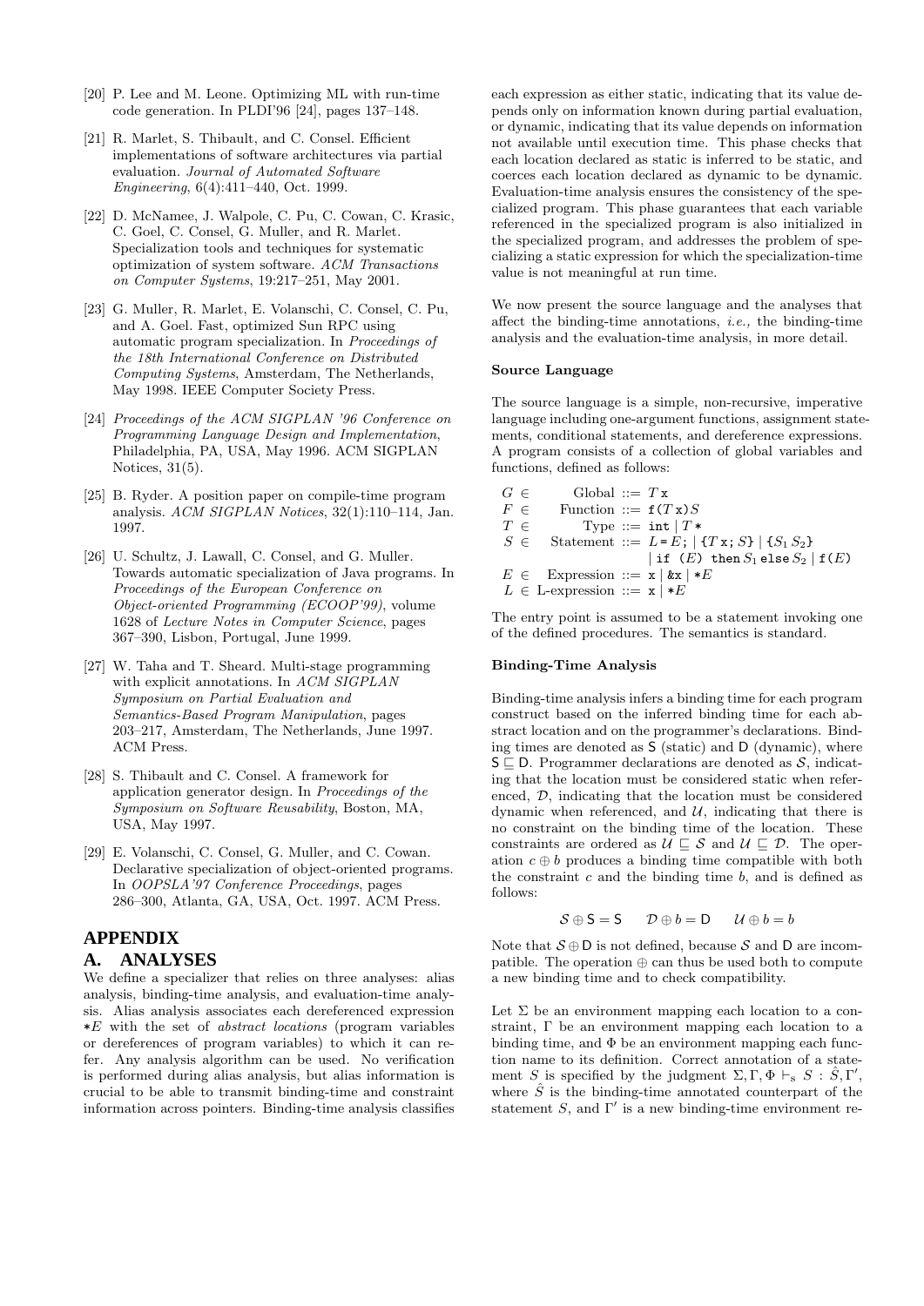[20] P. Lee and M. Leone. Optimizing ML with run-time code generation. In PLDI'96 [24], pages 137–148.

[21] R. Marlet, S. Thibault, and C. Consel. Efficient implementations of software architectures via partial evaluation. *Journal of Automated Software Engineering*, 6(4):411–440, Oct. 1999.

[22] D. McNamee, J. Walpole, C. Pu, C. Cowan, C. Krasic, C. Goel, C. Consel, G. Muller, and R. Marlet. Specialization tools and techniques for systematic optimization of system software. *ACM Transactions on Computer Systems*, 19:217–251, May 2001.

[23] G. Muller, R. Marlet, E. Volanschi, C. Consel, C. Pu, and A. Goel. Fast, optimized Sun RPC using automatic program specialization. In *Proceedings of the 18th International Conference on Distributed Computing Systems*, Amsterdam, The Netherlands, May 1998. IEEE Computer Society Press.

[24] *Proceedings of the ACM SIGPLAN '96 Conference on Programming Language Design and Implementation*, Philadelphia, PA, USA, May 1996. ACM SIGPLAN Notices, 31(5).

[25] B. Ryder. A position paper on compile-time program analysis. *ACM SIGPLAN Notices*, 32(1):110–114, Jan. 1997.

[26] U. Schultz, J. Lawall, C. Consel, and G. Muller. Towards automatic specialization of Java programs. In *Proceedings of the European Conference on Object-oriented Programming (ECOOP'99)*, volume 1628 of *Lecture Notes in Computer Science*, pages 367–390, Lisbon, Portugal, June 1999.

[27] W. Taha and T. Sheard. Multi-stage programming with explicit annotations. In *ACM SIGPLAN Symposium on Partial Evaluation and Semantics-Based Program Manipulation*, pages 203–217, Amsterdam, The Netherlands, June 1997. ACM Press.

[28] S. Thibault and C. Consel. A framework for application generator design. In *Proceedings of the Symposium on Software Reusability*, Boston, MA, USA, May 1997.

[29] E. Volanschi, C. Consel, G. Muller, and C. Cowan. Declarative specialization of object-oriented programs. In *OOPSLA'97 Conference Proceedings*, pages 286–300, Atlanta, GA, USA, Oct. 1997. ACM Press.

# APPENDIX

## A. ANALYSES

We define a specializer that relies on three analyses: alias analysis, binding-time analysis, and evaluation-time analysis. Alias analysis associates each dereferenced expression $*E$ with the set of *abstract locations* (program variables or dereferences of program variables) to which it can refer. Any analysis algorithm can be used. No verification is performed during alias analysis, but alias information is crucial to be able to transmit binding-time and constraint information across pointers. Binding-time analysis classifies each expression as either static, indicating that its value depends only on information known during partial evaluation, or dynamic, indicating that its value depends on information not available until execution time. This phase checks that each location declared as static is inferred to be static, and coerces each location declared as dynamic to be dynamic. Evaluation-time analysis ensures the consistency of the specialized program. This phase guarantees that each variable referenced in the specialized program is also initialized in the specialized program, and addresses the problem of specializing a static expression for which the specialization-time value is not meaningful at run time.

We now present the source language and the analyses that affect the binding-time annotations, *i.e.,* the binding-time analysis and the evaluation-time analysis, in more detail.

**Source Language**

The source language is a simple, non-recursive, imperative language including one-argument functions, assignment statements, conditional statements, and dereference expressions. A program consists of a collection of global variables and functions, defined as follows:

$$
\begin{array}{lrcl}
G \in & \text{Global} & ::= & T\,\mathtt{x} \\
F \in & \text{Function} & ::= & \mathtt{f}\,(T\,\mathtt{x})\,S \\
T \in & \text{Type} & ::= & \mathtt{int} \mid T\,* \\
S \in & \text{Statement} & ::= & L\,\mathtt{=}\,E\mathtt{;} \mid \{T\,\mathtt{x};\,S\} \mid \{S_1\;S_2\} \\
 & & & \mid \mathtt{if}\;(E)\;\mathtt{then}\,S_1\,\mathtt{else}\,S_2 \mid \mathtt{f}\,(E) \\
E \in & \text{Expression} & ::= & \mathtt{x} \mid \mathtt{\&x} \mid *E \\
L \in & \text{L-expression} & ::= & \mathtt{x} \mid *E
\end{array}
$$

The entry point is assumed to be a statement invoking one of the defined procedures. The semantics is standard.

**Binding-Time Analysis**

Binding-time analysis infers a binding time for each program construct based on the inferred binding time for each abstract location and on the programmer's declarations. Binding times are denoted as $\mathsf{S}$ (static) and $\mathsf{D}$ (dynamic), where $\mathsf{S} \sqsubseteq \mathsf{D}$. Programmer declarations are denoted as $\mathcal{S}$, indicating that the location must be considered static when referenced, $\mathcal{D}$, indicating that the location must be considered dynamic when referenced, and $\mathcal{U}$, indicating that there is no constraint on the binding time of the location. These constraints are ordered as $\mathcal{U} \sqsubseteq \mathcal{S}$ and $\mathcal{U} \sqsubseteq \mathcal{D}$. The operation $c \oplus b$ produces a binding time compatible with both the constraint $c$ and the binding time $b$, and is defined as follows:

$$\mathcal{S} \oplus \mathsf{S} = \mathsf{S} \qquad \mathcal{D} \oplus b = \mathsf{D} \qquad \mathcal{U} \oplus b = b$$

Note that $\mathcal{S} \oplus \mathsf{D}$ is not defined, because $\mathcal{S}$ and $\mathsf{D}$ are incompatible. The operation $\oplus$ can thus be used both to compute a new binding time and to check compatibility.

Let $\Sigma$ be an environment mapping each location to a constraint, $\Gamma$ be an environment mapping each location to a binding time, and $\Phi$ be an environment mapping each function name to its definition. Correct annotation of a statement $S$ is specified by the judgment $\Sigma, \Gamma, \Phi \vdash_{\mathrm{s}} S : \hat{S}, \Gamma'$, where $\hat{S}$ is the binding-time annotated counterpart of the statement $S$, and $\Gamma'$ is a new binding-time environment re-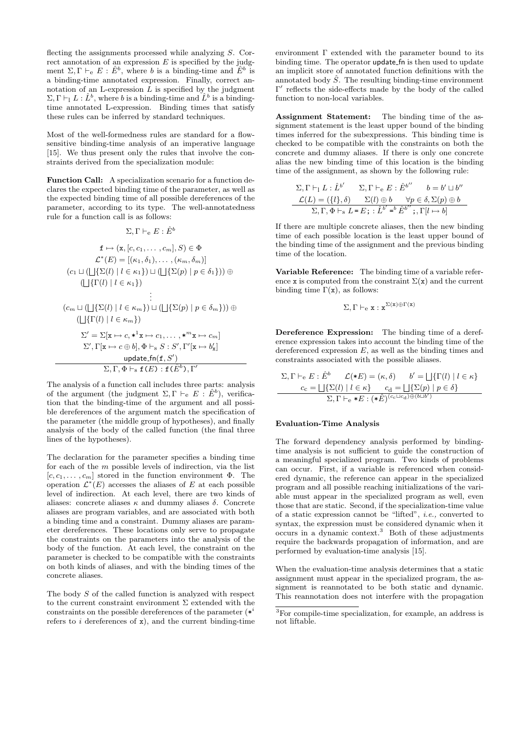flecting the assignments processed while analyzing $S$. Correct annotation of an expression $E$ is specified by the judgment $\Sigma, \Gamma \vdash_{\mathrm{e}} E : \hat{E}^b$, where $b$ is a binding-time and $\hat{E}^b$ is a binding-time annotated expression. Finally, correct annotation of an L-expression $L$ is specified by the judgment $\Sigma, \Gamma \vdash_{\mathrm{l}} L : \hat{L}^b$, where $b$ is a binding-time and $\hat{L}^b$ is a binding-time annotated L-expression. Binding times that satisfy these rules can be inferred by standard techniques.

Most of the well-formedness rules are standard for a flow-sensitive binding-time analysis of an imperative language [15]. We thus present only the rules that involve the constraints derived from the specialization module:

**Function Call:** A specialization scenario for a function declares the expected binding time of the parameter, as well as the expected binding time of all possible dereferences of the parameter, according to its type. The well-annotatedness rule for a function call is as follows:

$$
\frac{
\begin{array}{c}
\Sigma, \Gamma \vdash_{\mathrm{e}} E : \hat{E}^b \\
\mathtt{f} \mapsto (\mathtt{x}, [c, c_1, \ldots, c_m], S) \in \Phi \\
\mathcal{L}^*(E) = [(\kappa_1, \delta_1), \ldots, (\kappa_m, \delta_m)] \\
(c_1 \sqcup (\bigsqcup\{\Sigma(l) \mid l \in \kappa_1\}) \sqcup (\bigsqcup\{\Sigma(p) \mid p \in \delta_1\})) \oplus \\
(\bigsqcup\{\Gamma(l) \mid l \in \kappa_1\}) \\
\vdots \\
(c_m \sqcup (\bigsqcup\{\Sigma(l) \mid l \in \kappa_m\}) \sqcup (\bigsqcup\{\Sigma(p) \mid p \in \delta_m\})) \oplus \\
(\bigsqcup\{\Gamma(l) \mid l \in \kappa_m\}) \\
\Sigma' = \Sigma[\mathtt{x} \mapsto c, *^1\mathtt{x} \mapsto c_1, \ldots, *^m\mathtt{x} \mapsto c_m] \\
\Sigma', \Gamma[\mathtt{x} \mapsto c \oplus b], \Phi \vdash_{\mathrm{s}} S : S', \Gamma'[\mathtt{x} \mapsto b'_{\mathtt{x}}] \\
\mathsf{update\_fn}(\mathtt{f}, S')
\end{array}
}{
\Sigma, \Gamma, \Phi \vdash_{\mathrm{s}} \mathtt{f}(E) : \mathtt{f}(\hat{E}^b), \Gamma'
}
$$

The analysis of a function call includes three parts: analysis of the argument (the judgment $\Sigma, \Gamma \vdash_{\mathrm{e}} E : \hat{E}^b$), verification that the binding-time of the argument and all possible dereferences of the argument match the specification of the parameter (the middle group of hypotheses), and finally analysis of the body of the called function (the final three lines of the hypotheses).

The declaration for the parameter specifies a binding time for each of the $m$ possible levels of indirection, via the list $[c, c_1, \ldots, c_m]$ stored in the function environment $\Phi$. The operation $\mathcal{L}^*(E)$ accesses the aliases of $E$ at each possible level of indirection. At each level, there are two kinds of aliases: concrete aliases $\kappa$ and dummy aliases $\delta$. Concrete aliases are program variables, and are associated with both a binding time and a constraint. Dummy aliases are parameter dereferences. These locations only serve to propagate the constraints on the parameters into the analysis of the body of the function. At each level, the constraint on the parameter is checked to be compatible with the constraints on both kinds of aliases, and with the binding times of the concrete aliases.

The body $S$ of the called function is analyzed with respect to the current constraint environment $\Sigma$ extended with the constraints on the possible dereferences of the parameter ($*^i$ refers to $i$ dereferences of x), and the current binding-time environment $\Gamma$ extended with the parameter bound to its binding time. The operator $\mathsf{update\_fn}$ is then used to update an implicit store of annotated function definitions with the annotated body $\hat{S}$. The resulting binding-time environment $\Gamma'$ reflects the side-effects made by the body of the called function to non-local variables.

**Assignment Statement:** The binding time of the assignment statement is the least upper bound of the binding times inferred for the subexpressions. This binding time is checked to be compatible with the constraints on both the concrete and dummy aliases. If there is only one concrete alias the new binding time of this location is the binding time of the assignment, as shown by the following rule:

$$
\frac{
\begin{array}{c}
\Sigma, \Gamma \vdash_{\mathrm{l}} L : \hat{L}^{b'} \qquad \Sigma, \Gamma \vdash_{\mathrm{e}} E : \hat{E}^{b''} \qquad b = b' \sqcup b'' \\
\mathcal{L}(L) = (\{l\}, \delta) \qquad \Sigma(l) \oplus b \qquad \forall p \in \delta, \Sigma(p) \oplus b
\end{array}
}{
\Sigma, \Gamma, \Phi \vdash_{\mathrm{s}} L\,\mathtt{=}\,E\mathtt{;} : \hat{L}^{b'} \mathtt{=}^b \hat{E}^{b''}\mathtt{;}, \Gamma[l \mapsto b]
}
$$

If there are multiple concrete aliases, then the new binding time of each possible location is the least upper bound of the binding time of the assignment and the previous binding time of the location.

**Variable Reference:** The binding time of a variable reference x is computed from the constraint $\Sigma(\mathtt{x})$ and the current binding time $\Gamma(\mathtt{x})$, as follows:

$$
\Sigma, \Gamma \vdash_{\mathrm{e}} \mathtt{x} : \mathtt{x}^{\Sigma(\mathtt{x}) \oplus \Gamma(\mathtt{x})}
$$

**Dereference Expression:** The binding time of a dereference expression takes into account the binding time of the dereferenced expression $E$, as well as the binding times and constraints associated with the possible aliases.

$$
\frac{
\begin{array}{c}
\Sigma, \Gamma \vdash_{\mathrm{e}} E : \hat{E}^b \qquad \mathcal{L}(*E) = (\kappa, \delta) \qquad b' = \bigsqcup\{\Gamma(l) \mid l \in \kappa\} \\
c_{\mathrm{c}} = \bigsqcup\{\Sigma(l) \mid l \in \kappa\} \qquad c_{\mathrm{d}} = \bigsqcup\{\Sigma(p) \mid p \in \delta\}
\end{array}
}{
\Sigma, \Gamma \vdash_{\mathrm{e}} *E : (*\hat{E})^{(c_{\mathrm{c}} \sqcup c_{\mathrm{d}}) \oplus (b \sqcup b')}
}
$$

#### Evaluation-Time Analysis

The forward dependency analysis performed by binding-time analysis is not sufficient to guide the construction of a meaningful specialized program. Two kinds of problems can occur. First, if a variable is referenced when considered dynamic, the reference can appear in the specialized program and all possible reaching initializations of the variable must appear in the specialized program as well, even those that are static. Second, if the specialization-time value of a static expression cannot be "lifted", *i.e.,* converted to syntax, the expression must be considered dynamic when it occurs in a dynamic context.[3] Both of these adjustments require the backwards propagation of information, and are performed by evaluation-time analysis [15].

When the evaluation-time analysis determines that a static assignment must appear in the specialized program, the assignment is reannotated to be both static and dynamic. This reannotation does not interfere with the propagation

[3] For compile-time specialization, for example, an address is not liftable.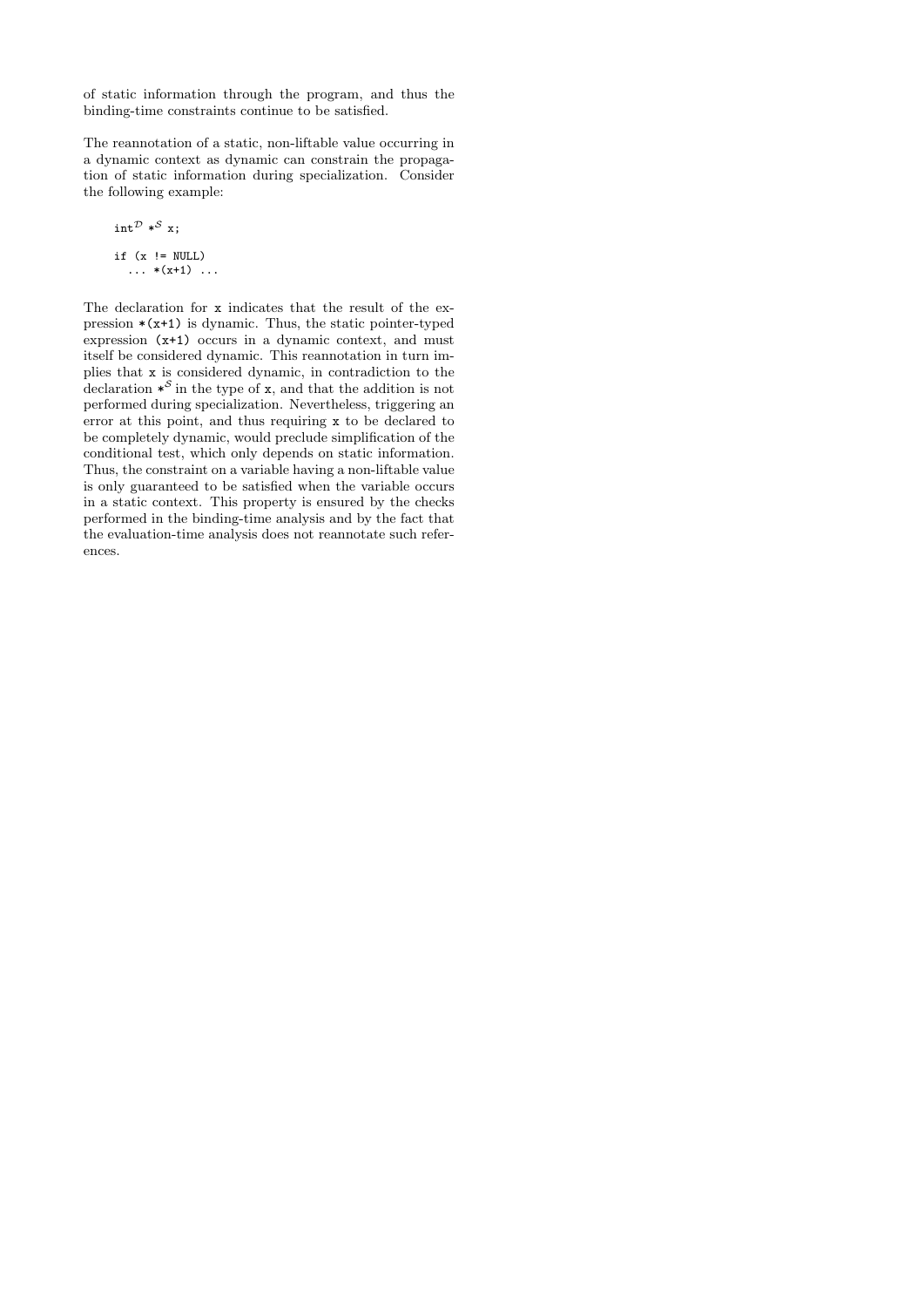of static information through the program, and thus the binding-time constraints continue to be satisfied.

The reannotation of a static, non-liftable value occurring in a dynamic context as dynamic can constrain the propagation of static information during specialization. Consider the following example:

```
int^D *^S x;

if (x != NULL)
  ... *(x+1) ...
```

The declaration for x indicates that the result of the expression *(x+1) is dynamic. Thus, the static pointer-typed expression (x+1) occurs in a dynamic context, and must itself be considered dynamic. This reannotation in turn implies that x is considered dynamic, in contradiction to the declaration $*^{\mathcal{S}}$ in the type of x, and that the addition is not performed during specialization. Nevertheless, triggering an error at this point, and thus requiring x to be declared to be completely dynamic, would preclude simplification of the conditional test, which only depends on static information. Thus, the constraint on a variable having a non-liftable value is only guaranteed to be satisfied when the variable occurs in a static context. This property is ensured by the checks performed in the binding-time analysis and by the fact that the evaluation-time analysis does not reannotate such references.